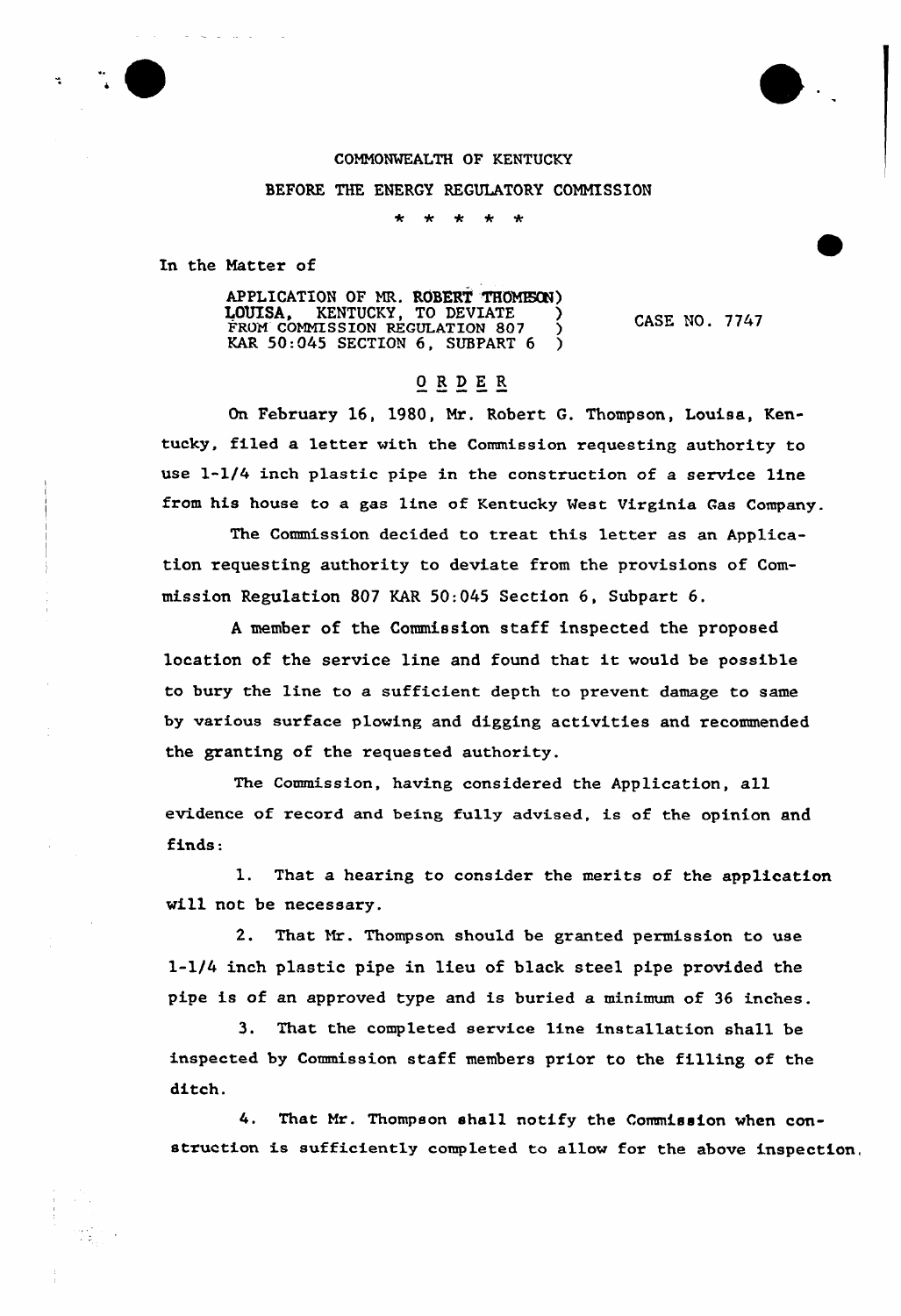COMMONWEALTH OF KENTUCKY

BEFORE THE ENERGY REGULATORY COMMISSION

\* \* \* \* \*

In the Matter of

APPLICATION OF MR. ROBERT THOMSON) LOUISA, KENTUCKY, TO DEVIATE ) FROM COMMISSION REGULATION 807 ) KAR 50:045 SECTION 6, SUBPART 6 ) CASE NO. 7747

# ORDER

On February 16, 1980, Mr. Robert G. Thompson, Louisa, Kentucky, filed a letter with the Commission requesting authority to use 1-1/4 inch plastic pipe in the construction of a service line from his house to a gas line of Kentucky West Virginia Gas Company.

The Commission decided to treat this letter as an Application requesting authority to deviate from the provisions of Commission Regulation 807 KAR 50:045 Section 6, Subpart 6.

A member of the Commission staff inspected the proposed location of the service line and found that it would be possible to bury the line to a sufficient depth to prevent damage to same by various surface plowing and digging activities and recommended the granting of the requested authority.

The Commission, having considered the Application, all evidence of record and being fully advised, is of the opinion and finds:

1. That a hearing to consider the merits of the application will not be necessary.

2. That Mr. Thompson should be granted permission to use 1-1/4 inch plastic pipe in lieu of black steel pipe provided the pipe is of an approved type and is buried a minimum of 36 inches.

3. That the completed service line installation shall be inspected by Commission staff members prior to the filling of the ditch.

4. That Mr. Thompson shall notify the Commission when construction is sufficiently completed to allow for the above inspection.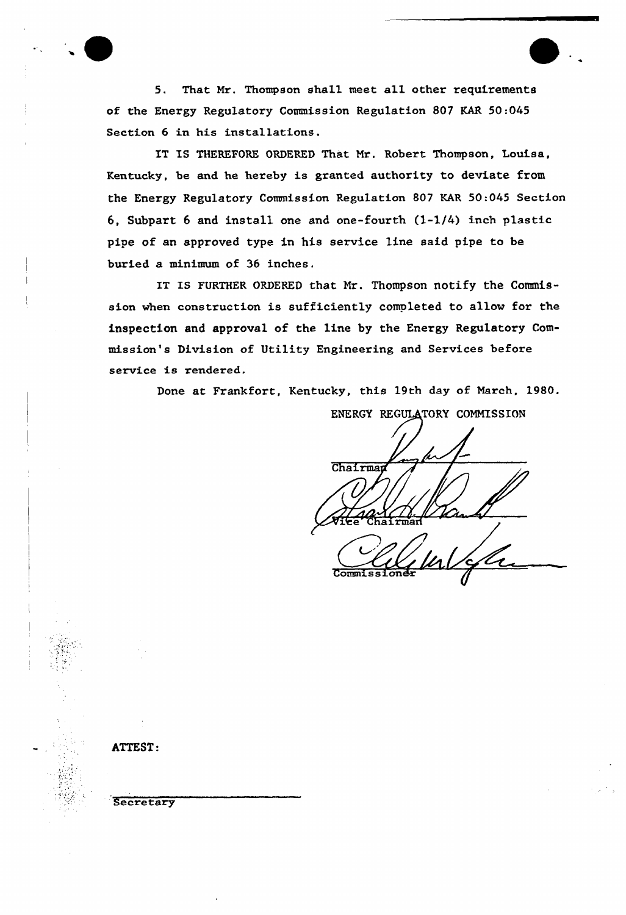5. That Mr. Thompson shall meet all other requirements of the Energy Regulatory Commission Regulation 807 KAR 50:045 Section 6 in his installations.

IT IS THEREFORE ORDERED That Mr. Robert Thompson, Louisa, Kentucky, be and he hereby is granted authority to deviate from the Energy Regulatory Commission Regulation 807 KAR 50:045 Section 6, Subpart 6 and install one and one-fourth (1-1/4) inch plastic pipe of an approved type in his service line said pipe to be buried a minimum of 36 inches.

IT IS FURTHER ORDERED that Mr. Thompson notify the Commission when construction is sufficiently completed to allow for the inspection and approval of the line by the Energy Regulatory Commission's Division of Utility Engineering and Services before service is rendered.

Done at Frankfort, Kentucky, this 19th day of March, 1980.

ENERGY REGULATORY COMMISSION

Chairman

Vice Chairman

Commissioner

ATTEST:

Secretary